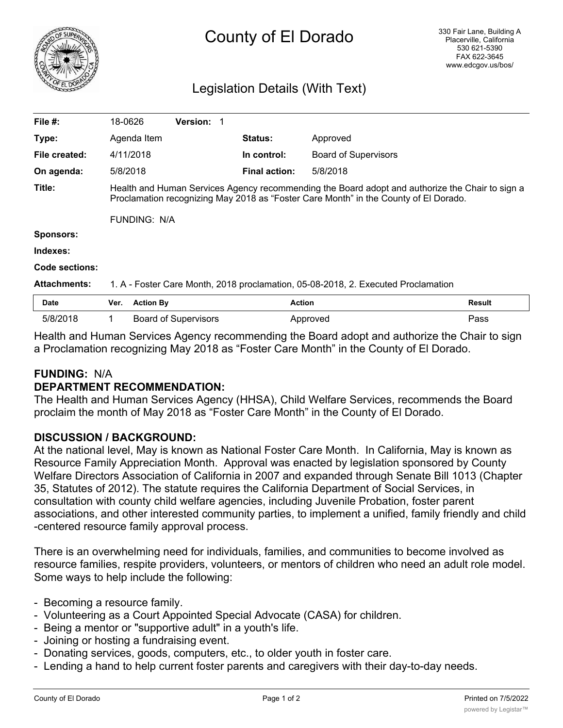# County of El Dorado

330 Fair Lane, Building A
Placerville, California
530 621-5390
FAX 622-3645
www.edcgov.us/bos/

## Legislation Details (With Text)

| | | | |
|---|---|---|---|
| **File #:** | 18-0626 **Version:** 1 | | |
| **Type:** | Agenda Item | **Status:** | Approved |
| **File created:** | 4/11/2018 | **In control:** | Board of Supervisors |
| **On agenda:** | 5/8/2018 | **Final action:** | 5/8/2018 |

**Title:** Health and Human Services Agency recommending the Board adopt and authorize the Chair to sign a Proclamation recognizing May 2018 as "Foster Care Month" in the County of El Dorado.

FUNDING: N/A

**Sponsors:**

**Indexes:**

**Code sections:**

**Attachments:** 1. A - Foster Care Month, 2018 proclamation, 05-08-2018, 2. Executed Proclamation

| Date | Ver. | Action By | Action | Result |
|---|---|---|---|---|
| 5/8/2018 | 1 | Board of Supervisors | Approved | Pass |

Health and Human Services Agency recommending the Board adopt and authorize the Chair to sign a Proclamation recognizing May 2018 as "Foster Care Month" in the County of El Dorado.

**FUNDING:** N/A

**DEPARTMENT RECOMMENDATION:**

The Health and Human Services Agency (HHSA), Child Welfare Services, recommends the Board proclaim the month of May 2018 as "Foster Care Month" in the County of El Dorado.

**DISCUSSION / BACKGROUND:**

At the national level, May is known as National Foster Care Month. In California, May is known as Resource Family Appreciation Month. Approval was enacted by legislation sponsored by County Welfare Directors Association of California in 2007 and expanded through Senate Bill 1013 (Chapter 35, Statutes of 2012). The statute requires the California Department of Social Services, in consultation with county child welfare agencies, including Juvenile Probation, foster parent associations, and other interested community parties, to implement a unified, family friendly and child -centered resource family approval process.

There is an overwhelming need for individuals, families, and communities to become involved as resource families, respite providers, volunteers, or mentors of children who need an adult role model. Some ways to help include the following:

- Becoming a resource family.
- Volunteering as a Court Appointed Special Advocate (CASA) for children.
- Being a mentor or "supportive adult" in a youth's life.
- Joining or hosting a fundraising event.
- Donating services, goods, computers, etc., to older youth in foster care.
- Lending a hand to help current foster parents and caregivers with their day-to-day needs.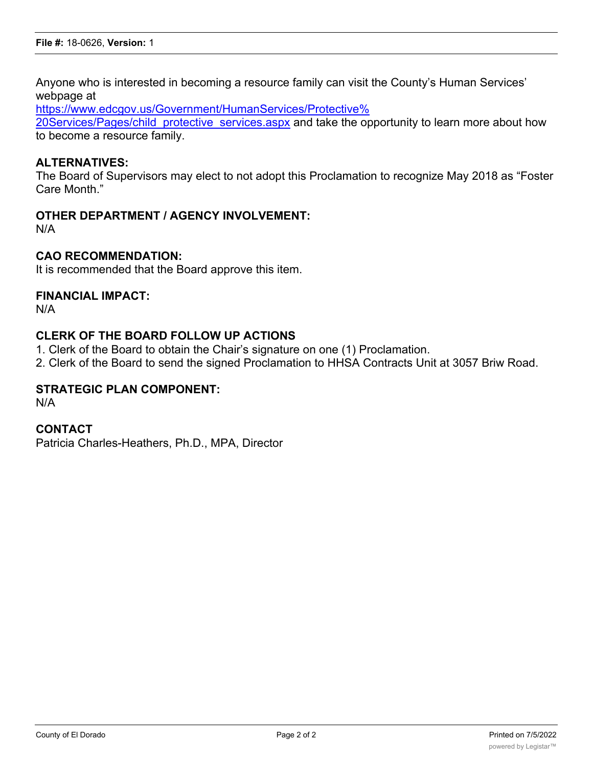Anyone who is interested in becoming a resource family can visit the County's Human Services' webpage at https://www.edcgov.us/Government/HumanServices/Protective%20Services/Pages/child_protective_services.aspx and take the opportunity to learn more about how to become a resource family.

**ALTERNATIVES:**

The Board of Supervisors may elect to not adopt this Proclamation to recognize May 2018 as "Foster Care Month."

**OTHER DEPARTMENT / AGENCY INVOLVEMENT:**

N/A

**CAO RECOMMENDATION:**

It is recommended that the Board approve this item.

**FINANCIAL IMPACT:**

N/A

**CLERK OF THE BOARD FOLLOW UP ACTIONS**

1. Clerk of the Board to obtain the Chair's signature on one (1) Proclamation.
2. Clerk of the Board to send the signed Proclamation to HHSA Contracts Unit at 3057 Briw Road.

**STRATEGIC PLAN COMPONENT:**

N/A

**CONTACT**

Patricia Charles-Heathers, Ph.D., MPA, Director